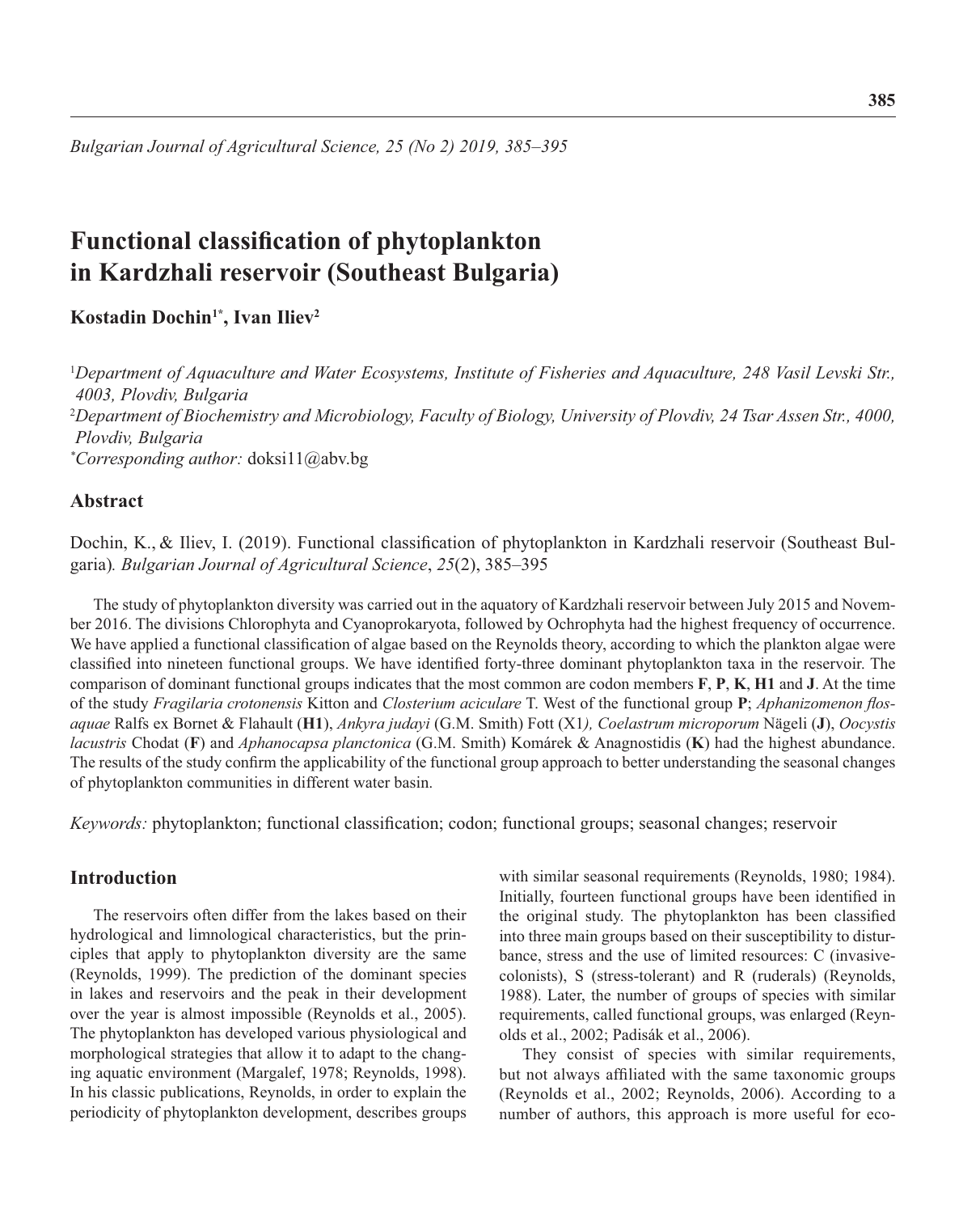*Bulgarian Journal of Agricultural Science, 25 (No 2) 2019, 385–395*

# Functional classification of phytoplankton in Kardzhali reservoir (Southeast Bulgaria)

**Kostadin Dochin[1*], Ivan Iliev[2]**

[1]*Department of Aquaculture and Water Ecosystems, Institute of Fisheries and Aquaculture, 248 Vasil Levski Str., 4003, Plovdiv, Bulgaria*
[2]*Department of Biochemistry and Microbiology, Faculty of Biology, University of Plovdiv, 24 Tsar Assen Str., 4000, Plovdiv, Bulgaria*
[*]*Corresponding author:* doksi11@abv.bg

## Abstract

Dochin, K., & Iliev, I. (2019). Functional classification of phytoplankton in Kardzhali reservoir (Southeast Bulgaria). *Bulgarian Journal of Agricultural Science*, *25*(2), 385–395

The study of phytoplankton diversity was carried out in the aquatory of Kardzhali reservoir between July 2015 and November 2016. The divisions Chlorophyta and Cyanoprokaryota, followed by Ochrophyta had the highest frequency of occurrence. We have applied a functional classification of algae based on the Reynolds theory, according to which the plankton algae were classified into nineteen functional groups. We have identified forty-three dominant phytoplankton taxa in the reservoir. The comparison of dominant functional groups indicates that the most common are codon members **F**, **P**, **K**, **H1** and **J**. At the time of the study *Fragilaria crotonensis* Kitton and *Closterium aciculare* T. West of the functional group **P**; *Aphanizomenon flos-aquae* Ralfs ex Bornet & Flahault (**H1**), *Ankyra judayi* (G.M. Smith) Fott (X1*), Coelastrum microporum* Nägeli (**J**), *Oocystis lacustris* Chodat (**F**) and *Aphanocapsa planctonica* (G.M. Smith) Komárek & Anagnostidis (**K**) had the highest abundance. The results of the study confirm the applicability of the functional group approach to better understanding the seasonal changes of phytoplankton communities in different water basin.

*Keywords:* phytoplankton; functional classification; codon; functional groups; seasonal changes; reservoir

## Introduction

The reservoirs often differ from the lakes based on their hydrological and limnological characteristics, but the principles that apply to phytoplankton diversity are the same (Reynolds, 1999). The prediction of the dominant species in lakes and reservoirs and the peak in their development over the year is almost impossible (Reynolds et al., 2005). The phytoplankton has developed various physiological and morphological strategies that allow it to adapt to the changing aquatic environment (Margalef, 1978; Reynolds, 1998). In his classic publications, Reynolds, in order to explain the periodicity of phytoplankton development, describes groups with similar seasonal requirements (Reynolds, 1980; 1984). Initially, fourteen functional groups have been identified in the original study. The phytoplankton has been classified into three main groups based on their susceptibility to disturbance, stress and the use of limited resources: C (invasive-colonists), S (stress-tolerant) and R (ruderals) (Reynolds, 1988). Later, the number of groups of species with similar requirements, called functional groups, was enlarged (Reynolds et al., 2002; Padisák et al., 2006).

They consist of species with similar requirements, but not always affiliated with the same taxonomic groups (Reynolds et al., 2002; Reynolds, 2006). According to a number of authors, this approach is more useful for eco-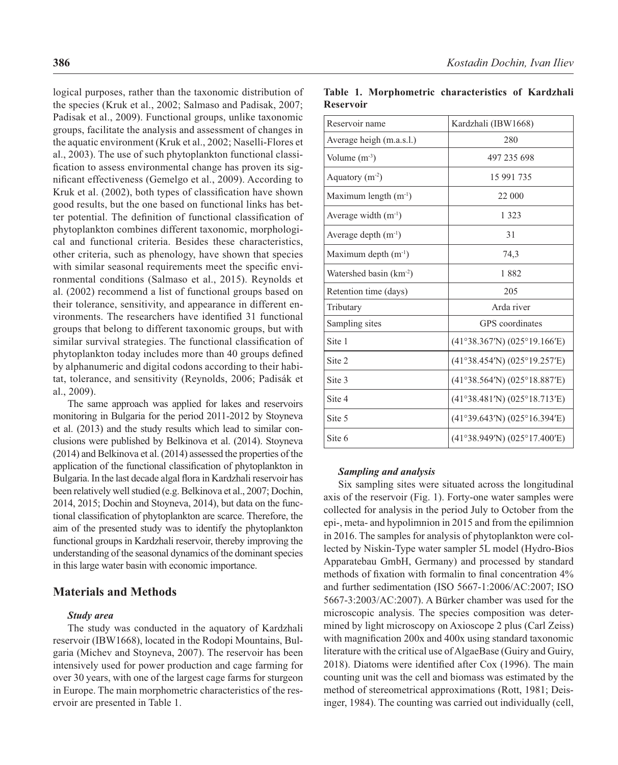logical purposes, rather than the taxonomic distribution of the species (Kruk et al., 2002; Salmaso and Padisak, 2007; Padisak et al., 2009). Functional groups, unlike taxonomic groups, facilitate the analysis and assessment of changes in the aquatic environment (Kruk et al., 2002; Naselli-Flores et al., 2003). The use of such phytoplankton functional classification to assess environmental change has proven its significant effectiveness (Gemelgo et al., 2009). According to Kruk et al. (2002), both types of classification have shown good results, but the one based on functional links has better potential. The definition of functional classification of phytoplankton combines different taxonomic, morphological and functional criteria. Besides these characteristics, other criteria, such as phenology, have shown that species with similar seasonal requirements meet the specific environmental conditions (Salmaso et al., 2015). Reynolds et al. (2002) recommend a list of functional groups based on their tolerance, sensitivity, and appearance in different environments. The researchers have identified 31 functional groups that belong to different taxonomic groups, but with similar survival strategies. The functional classification of phytoplankton today includes more than 40 groups defined by alphanumeric and digital codons according to their habitat, tolerance, and sensitivity (Reynolds, 2006; Padisák et al., 2009).

The same approach was applied for lakes and reservoirs monitoring in Bulgaria for the period 2011-2012 by Stoyneva et al. (2013) and the study results which lead to similar conclusions were published by Belkinova et al. (2014). Stoyneva (2014) and Belkinova et al. (2014) assessed the properties of the application of the functional classification of phytoplankton in Bulgaria. In the last decade algal flora in Kardzhali reservoir has been relatively well studied (e.g. Belkinova et al., 2007; Dochin, 2014, 2015; Dochin and Stoyneva, 2014), but data on the functional classification of phytoplankton are scarce. Therefore, the aim of the presented study was to identify the phytoplankton functional groups in Kardzhali reservoir, thereby improving the understanding of the seasonal dynamics of the dominant species in this large water basin with economic importance.

## Materials and Methods

### *Study area*

The study was conducted in the aquatory of Kardzhali reservoir (IBW1668), located in the Rodopi Mountains, Bulgaria (Michev and Stoyneva, 2007). The reservoir has been intensively used for power production and cage farming for over 30 years, with one of the largest cage farms for sturgeon in Europe. The main morphometric characteristics of the reservoir are presented in Table 1.

**Table 1. Morphometric characteristics of Kardzhali Reservoir**

| Reservoir name | Kardzhali (IBW1668) |
|---|---|
| Average heigh (m.a.s.l.) | 280 |
| Volume ($m^{-3}$) | 497 235 698 |
| Aquatory ($m^{-2}$) | 15 991 735 |
| Maximum length ($m^{-1}$) | 22 000 |
| Average width ($m^{-1}$) | 1 323 |
| Average depth ($m^{-1}$) | 31 |
| Maximum depth ($m^{-1}$) | 74,3 |
| Watershed basin ($km^{-2}$) | 1 882 |
| Retention time (days) | 205 |
| Tributary | Arda river |
| Sampling sites | GPS coordinates |
| Site 1 | (41°38.367′N) (025°19.166′E) |
| Site 2 | (41°38.454′N) (025°19.257′E) |
| Site 3 | (41°38.564′N) (025°18.887′E) |
| Site 4 | (41°38.481′N) (025°18.713′E) |
| Site 5 | (41°39.643′N) (025°16.394′E) |
| Site 6 | (41°38.949′N) (025°17.400′E) |

### *Sampling and analysis*

Six sampling sites were situated across the longitudinal axis of the reservoir (Fig. 1). Forty-one water samples were collected for analysis in the period July to October from the epi-, meta- and hypolimnion in 2015 and from the epilimnion in 2016. The samples for analysis of phytoplankton were collected by Niskin-Type water sampler 5L model (Hydro-Bios Apparatebau GmbH, Germany) and processed by standard methods of fixation with formalin to final concentration 4% and further sedimentation (ISO 5667-1:2006/AC:2007; ISO 5667-3:2003/AC:2007). A Bürker chamber was used for the microscopic analysis. The species composition was determined by light microscopy on Axioscope 2 plus (Carl Zeiss) with magnification 200x and 400x using standard taxonomic literature with the critical use of AlgaeBase (Guiry and Guiry, 2018). Diatoms were identified after Cox (1996). The main counting unit was the cell and biomass was estimated by the method of stereometrical approximations (Rott, 1981; Deisinger, 1984). The counting was carried out individually (cell,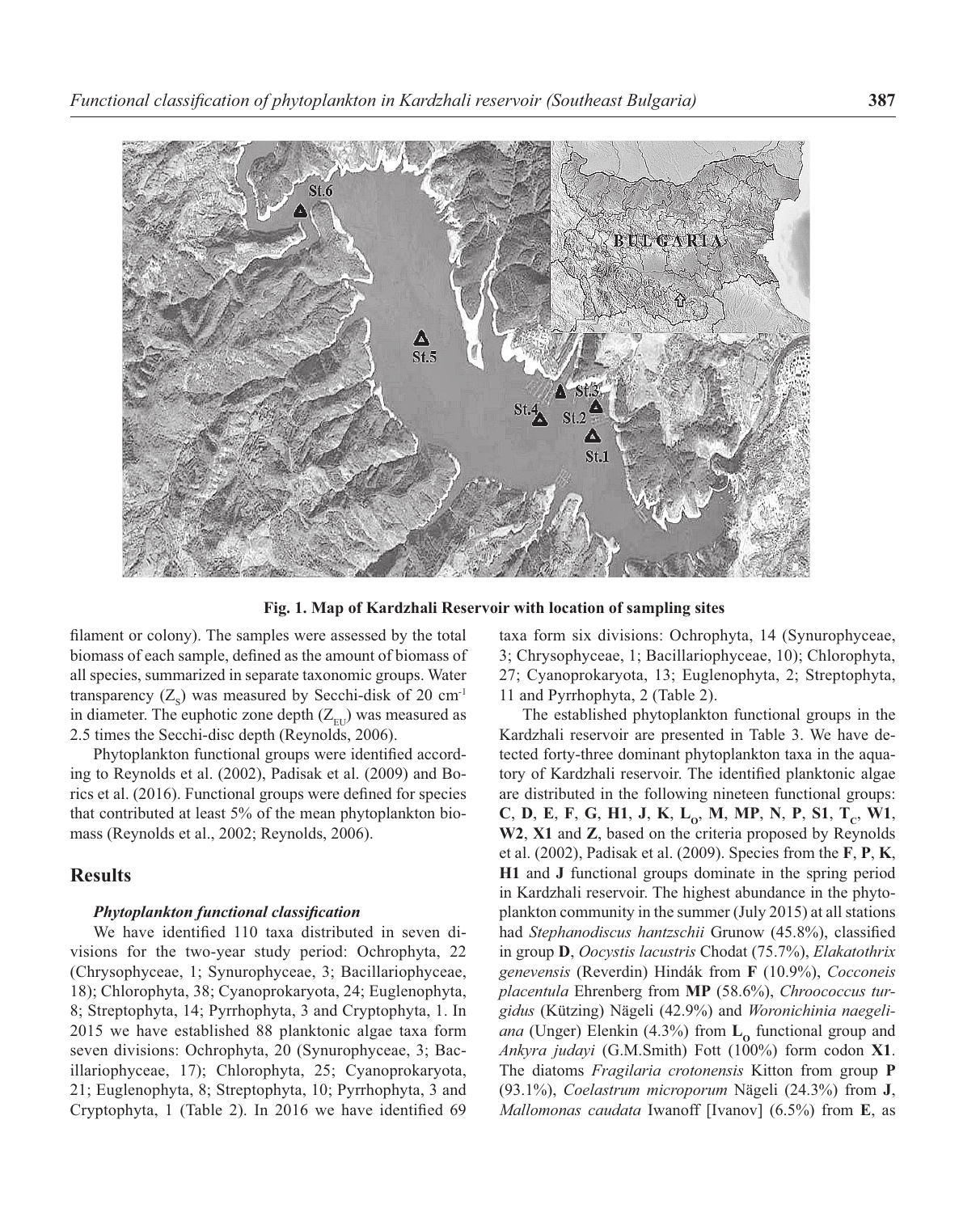**Fig. 1. Map of Kardzhali Reservoir with location of sampling sites**

filament or colony). The samples were assessed by the total biomass of each sample, defined as the amount of biomass of all species, summarized in separate taxonomic groups. Water transparency ($Z_S$) was measured by Secchi-disk of 20 $cm^{-1}$ in diameter. The euphotic zone depth ($Z_{EU}$) was measured as 2.5 times the Secchi-disc depth (Reynolds, 2006).

Phytoplankton functional groups were identified according to Reynolds et al. (2002), Padisak et al. (2009) and Borics et al. (2016). Functional groups were defined for species that contributed at least 5% of the mean phytoplankton biomass (Reynolds et al., 2002; Reynolds, 2006).

## Results

### *Phytoplankton functional classification*

We have identified 110 taxa distributed in seven divisions for the two-year study period: Ochrophyta, 22 (Chrysophyceae, 1; Synurophyceae, 3; Bacillariophyceae, 18); Chlorophyta, 38; Cyanoprokaryota, 24; Euglenophyta, 8; Streptophyta, 14; Pyrrhophyta, 3 and Cryptophyta, 1. In 2015 we have established 88 planktonic algae taxa form seven divisions: Ochrophyta, 20 (Synurophyceae, 3; Bacillariophyceae, 17); Chlorophyta, 25; Cyanoprokaryota, 21; Euglenophyta, 8; Streptophyta, 10; Pyrrhophyta, 3 and Cryptophyta, 1 (Table 2). In 2016 we have identified 69 taxa form six divisions: Ochrophyta, 14 (Synurophyceae, 3; Chrysophyceae, 1; Bacillariophyceae, 10); Chlorophyta, 27; Cyanoprokaryota, 13; Euglenophyta, 2; Streptophyta, 11 and Pyrrhophyta, 2 (Table 2).

The established phytoplankton functional groups in the Kardzhali reservoir are presented in Table 3. We have detected forty-three dominant phytoplankton taxa in the aquatory of Kardzhali reservoir. The identified planktonic algae are distributed in the following nineteen functional groups: **C**, **D**, **E**, **F**, **G**, **H1**, **J**, **K**, **$L_O$**, **M**, **MP**, **N**, **P**, **S1**, **$T_C$**, **W1**, **W2**, **X1** and **Z**, based on the criteria proposed by Reynolds et al. (2002), Padisak et al. (2009). Species from the **F**, **P**, **K**, **H1** and **J** functional groups dominate in the spring period in Kardzhali reservoir. The highest abundance in the phytoplankton community in the summer (July 2015) at all stations had *Stephanodiscus hantzschii* Grunow (45.8%), classified in group **D**, *Oocystis lacustris* Chodat (75.7%), *Elakatothrix genevensis* (Reverdin) Hindák from **F** (10.9%), *Cocconeis placentula* Ehrenberg from **MP** (58.6%), *Chroococcus turgidus* (Kützing) Nägeli (42.9%) and *Woronichinia naegeliana* (Unger) Elenkin (4.3%) from **$L_O$** functional group and *Ankyra judayi* (G.M.Smith) Fott (100%) form codon **X1**. The diatoms *Fragilaria crotonensis* Kitton from group **P** (93.1%), *Coelastrum microporum* Nägeli (24.3%) from **J**, *Mallomonas caudata* Iwanoff [Ivanov] (6.5%) from **E**, as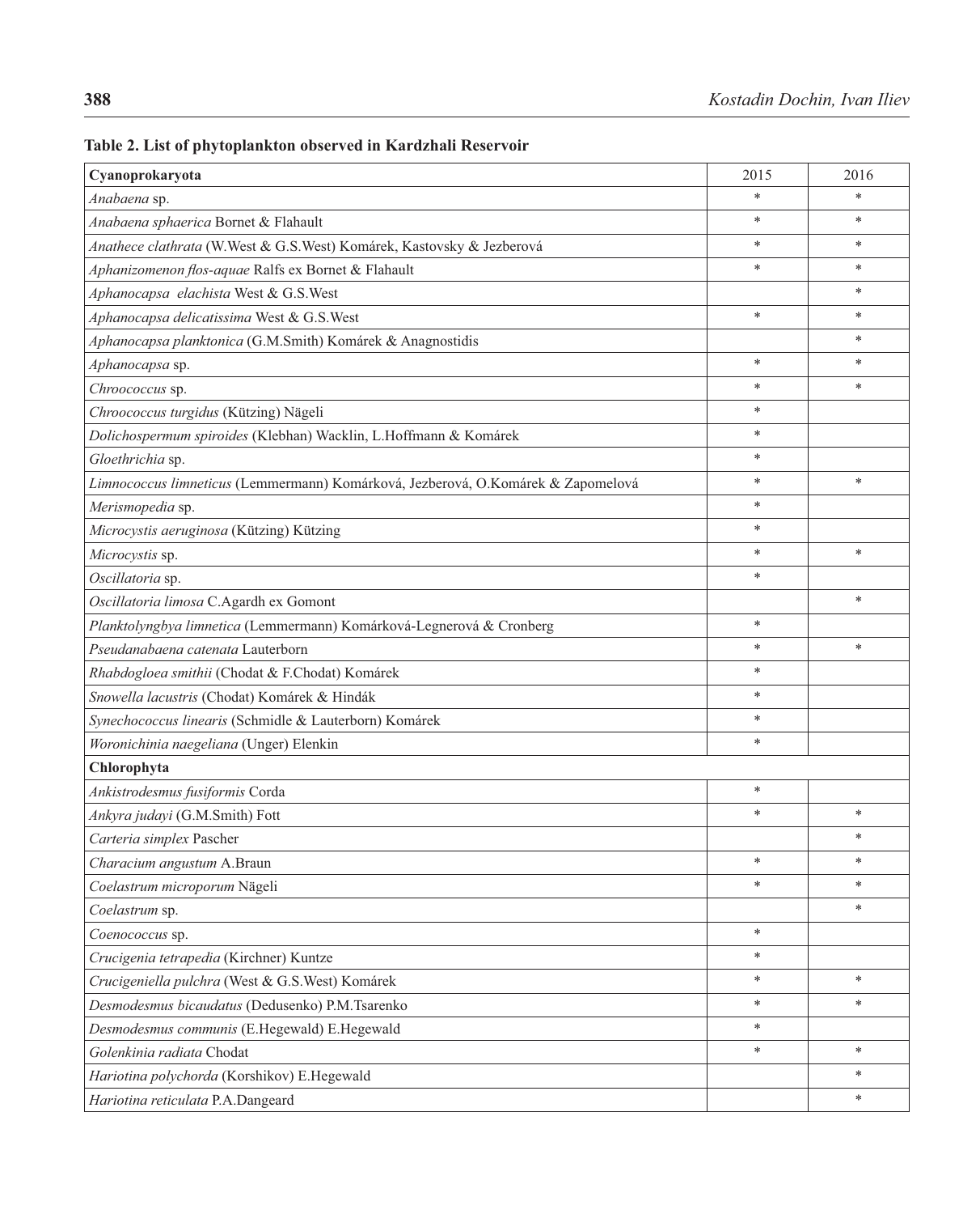**Table 2. List of phytoplankton observed in Kardzhali Reservoir**

| **Cyanoprokaryota** | 2015 | 2016 |
|---|---|---|
| *Anabaena* sp. | * | * |
| *Anabaena sphaerica* Bornet & Flahault | * | * |
| *Anathece clathrata* (W.West & G.S.West) Komárek, Kastovsky & Jezberová | * | * |
| *Aphanizomenon flos-aquae* Ralfs ex Bornet & Flahault | * | * |
| *Aphanocapsa elachista* West & G.S.West | | * |
| *Aphanocapsa delicatissima* West & G.S.West | * | * |
| *Aphanocapsa planktonica* (G.M.Smith) Komárek & Anagnostidis | | * |
| *Aphanocapsa* sp. | * | * |
| *Chroococcus* sp. | * | * |
| *Chroococcus turgidus* (Kützing) Nägeli | * | |
| *Dolichospermum spiroides* (Klebhan) Wacklin, L.Hoffmann & Komárek | * | |
| *Gloethrichia* sp. | * | |
| *Limnococcus limneticus* (Lemmermann) Komárková, Jezberová, O.Komárek & Zapomelová | * | * |
| *Merismopedia* sp. | * | |
| *Microcystis aeruginosa* (Kützing) Kützing | * | |
| *Microcystis* sp. | * | * |
| *Oscillatoria* sp. | * | |
| *Oscillatoria limosa* C.Agardh ex Gomont | | * |
| *Planktolyngbya limnetica* (Lemmermann) Komárková-Legnerová & Cronberg | * | |
| *Pseudanabaena catenata* Lauterborn | * | * |
| *Rhabdogloea smithii* (Chodat & F.Chodat) Komárek | * | |
| *Snowella lacustris* (Chodat) Komárek & Hindák | * | |
| *Synechococcus linearis* (Schmidle & Lauterborn) Komárek | * | |
| *Woronichinia naegeliana* (Unger) Elenkin | * | |
| **Chlorophyta** | | |
| *Ankistrodesmus fusiformis* Corda | * | |
| *Ankyra judayi* (G.M.Smith) Fott | * | * |
| *Carteria simplex* Pascher | | * |
| *Characium angustum* A.Braun | * | * |
| *Coelastrum microporum* Nägeli | * | * |
| *Coelastrum* sp. | | * |
| *Coenococcus* sp. | * | |
| *Crucigenia tetrapedia* (Kirchner) Kuntze | * | |
| *Crucigeniella pulchra* (West & G.S.West) Komárek | * | * |
| *Desmodesmus bicaudatus* (Dedusenko) P.M.Tsarenko | * | * |
| *Desmodesmus communis* (E.Hegewald) E.Hegewald | * | |
| *Golenkinia radiata* Chodat | * | * |
| *Hariotina polychorda* (Korshikov) E.Hegewald | | * |
| *Hariotina reticulata* P.A.Dangeard | | * |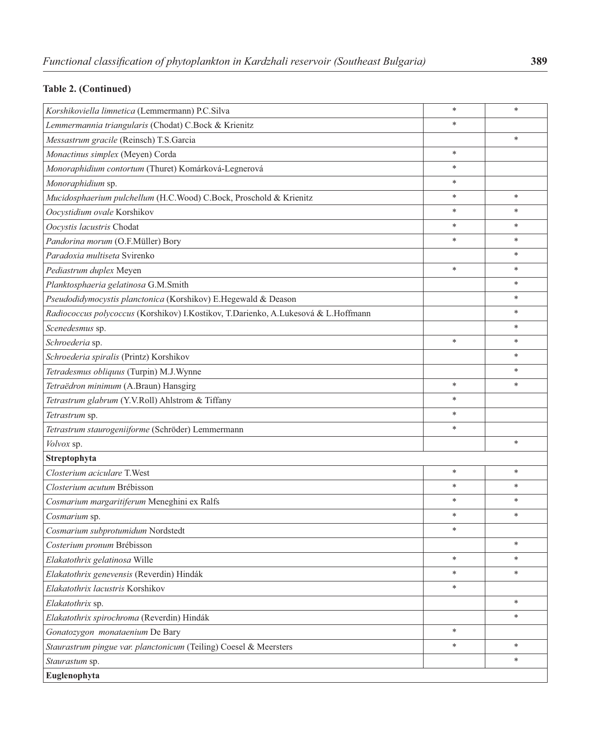**Table 2. (Continued)**

| | | |
|---|---|---|
| *Korshikoviella limnetica* (Lemmermann) P.C.Silva | * | * |
| *Lemmermannia triangularis* (Chodat) C.Bock & Krienitz | * | |
| *Messastrum gracile* (Reinsch) T.S.Garcia | | * |
| *Monactinus simplex* (Meyen) Corda | * | |
| *Monoraphidium contortum* (Thuret) Komárková-Legnerová | * | |
| *Monoraphidium* sp. | * | |
| *Mucidosphaerium pulchellum* (H.C.Wood) C.Bock, Proschold & Krienitz | * | * |
| *Oocystidium ovale* Korshikov | * | * |
| *Oocystis lacustris* Chodat | * | * |
| *Pandorina morum* (O.F.Müller) Bory | * | * |
| *Paradoxia multiseta* Svirenko | | * |
| *Pediastrum duplex* Meyen | * | * |
| *Planktosphaeria gelatinosa* G.M.Smith | | * |
| *Pseudodidymocystis planctonica* (Korshikov) E.Hegewald & Deason | | * |
| *Radiococcus polycoccus* (Korshikov) I.Kostikov, T.Darienko, A.Lukesová & L.Hoffmann | | * |
| *Scenedesmus* sp. | | * |
| *Schroederia* sp. | * | * |
| *Schroederia spiralis* (Printz) Korshikov | | * |
| *Tetradesmus obliquus* (Turpin) M.J.Wynne | | * |
| *Tetraëdron minimum* (A.Braun) Hansgirg | * | * |
| *Tetrastrum glabrum* (Y.V.Roll) Ahlstrom & Tiffany | * | |
| *Tetrastrum* sp. | * | |
| *Tetrastrum staurogeniiforme* (Schröder) Lemmermann | * | |
| *Volvox* sp. | | * |
| **Streptophyta** | | |
| *Closterium aciculare* T.West | * | * |
| *Closterium acutum* Brébisson | * | * |
| *Cosmarium margaritiferum* Meneghini ex Ralfs | * | * |
| *Cosmarium* sp. | * | * |
| *Cosmarium subprotumidum* Nordstedt | * | |
| *Costerium pronum* Brébisson | | * |
| *Elakatothrix gelatinosa* Wille | * | * |
| *Elakatothrix genevensis* (Reverdin) Hindák | * | * |
| *Elakatothrix lacustris* Korshikov | * | |
| *Elakatothrix* sp. | | * |
| *Elakatothrix spirochroma* (Reverdin) Hindák | | * |
| *Gonatozygon monataenium* De Bary | * | |
| *Staurastrum pingue var. planctonicum* (Teiling) Coesel & Meersters | * | * |
| *Staurastum* sp. | | * |
| **Euglenophyta** | | |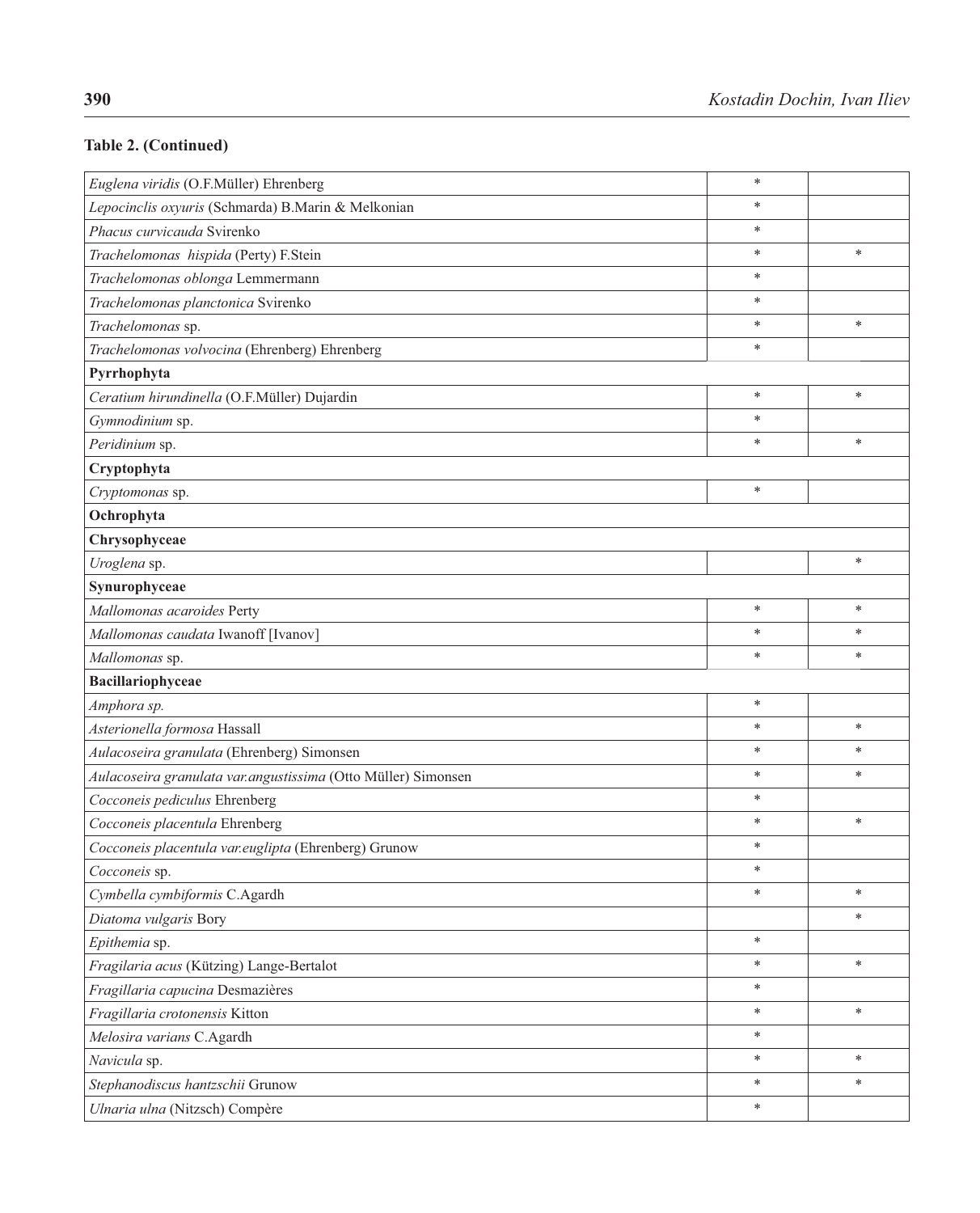**Table 2. (Continued)**

| | | |
|---|---|---|
| *Euglena viridis* (O.F.Müller) Ehrenberg | * | |
| *Lepocinclis oxyuris* (Schmarda) B.Marin & Melkonian | * | |
| *Phacus curvicauda* Svirenko | * | |
| *Trachelomonas hispida* (Perty) F.Stein | * | * |
| *Trachelomonas oblonga* Lemmermann | * | |
| *Trachelomonas planctonica* Svirenko | * | |
| *Trachelomonas* sp. | * | * |
| *Trachelomonas volvocina* (Ehrenberg) Ehrenberg | * | |
| **Pyrrhophyta** | | |
| *Ceratium hirundinella* (O.F.Müller) Dujardin | * | * |
| *Gymnodinium* sp. | * | |
| *Peridinium* sp. | * | * |
| **Cryptophyta** | | |
| *Cryptomonas* sp. | * | |
| **Ochrophyta** | | |
| **Chrysophyceae** | | |
| *Uroglena* sp. | | * |
| **Synurophyceae** | | |
| *Mallomonas acaroides* Perty | * | * |
| *Mallomonas caudata* Iwanoff [Ivanov] | * | * |
| *Mallomonas* sp. | * | * |
| **Bacillariophyceae** | | |
| *Amphora sp.* | * | |
| *Asterionella formosa* Hassall | * | * |
| *Aulacoseira granulata* (Ehrenberg) Simonsen | * | * |
| *Aulacoseira granulata var.angustissima* (Otto Müller) Simonsen | * | * |
| *Cocconeis pediculus* Ehrenberg | * | |
| *Cocconeis placentula* Ehrenberg | * | * |
| *Cocconeis placentula var.euglipta* (Ehrenberg) Grunow | * | |
| *Cocconeis* sp. | * | |
| *Cymbella cymbiformis* C.Agardh | * | * |
| *Diatoma vulgaris* Bory | | * |
| *Epithemia* sp. | * | |
| *Fragilaria acus* (Kützing) Lange-Bertalot | * | * |
| *Fragillaria capucina* Desmazières | * | |
| *Fragillaria crotonensis* Kitton | * | * |
| *Melosira varians* C.Agardh | * | |
| *Navicula* sp. | * | * |
| *Stephanodiscus hantzschii* Grunow | * | * |
| *Ulnaria ulna* (Nitzsch) Compère | * | |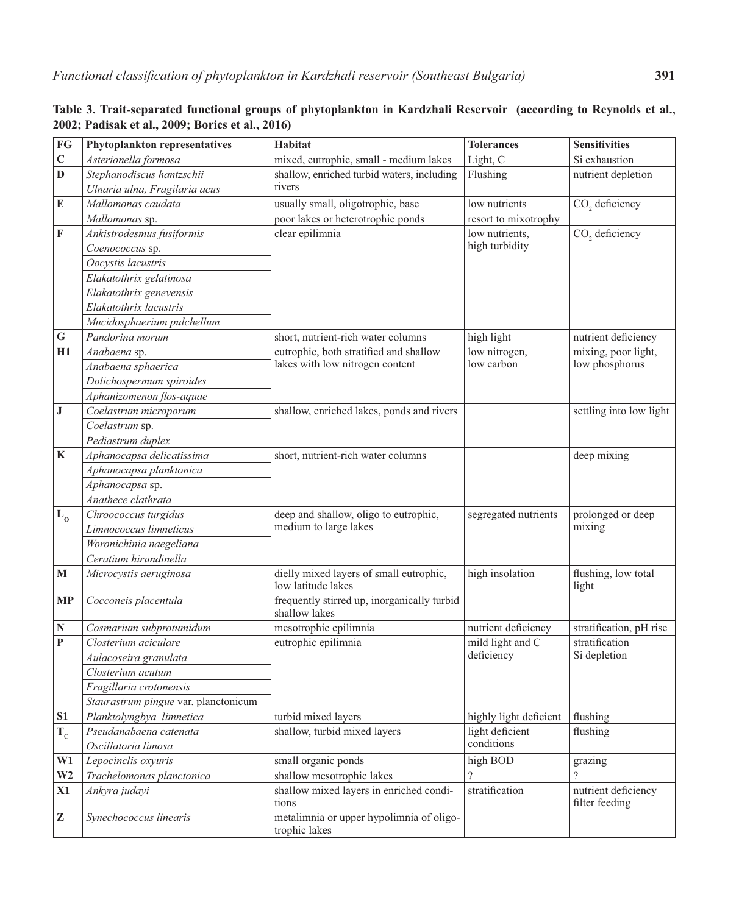**Table 3. Trait-separated functional groups of phytoplankton in Kardzhali Reservoir (according to Reynolds et al., 2002; Padisak et al., 2009; Borics et al., 2016)**

| FG | Phytoplankton representatives | Habitat | Tolerances | Sensitivities |
|---|---|---|---|---|
| **C** | *Asterionella formosa* | mixed, eutrophic, small - medium lakes | Light, C | Si exhaustion |
| **D** | *Stephanodiscus hantzschii* | shallow, enriched turbid waters, including rivers | Flushing | nutrient depletion |
| | *Ulnaria ulna, Fragilaria acus* | | | |
| **E** | *Mallomonas caudata* | usually small, oligotrophic, base poor lakes or heterotrophic ponds | low nutrients | $CO_2$ deficiency |
| | *Mallomonas* sp. | | resort to mixotrophy | |
| **F** | *Ankistrodesmus fusiformis* | clear epilimnia | low nutrients, high turbidity | $CO_2$ deficiency |
| | *Coenococcus* sp. | | | |
| | *Oocystis lacustris* | | | |
| | *Elakatothrix gelatinosa* | | | |
| | *Elakatothrix genevensis* | | | |
| | *Elakatothrix lacustris* | | | |
| | *Mucidosphaerium pulchellum* | | | |
| **G** | *Pandorina morum* | short, nutrient-rich water columns | high light | nutrient deficiency |
| **H1** | *Anabaena* sp. | eutrophic, both stratified and shallow lakes with low nitrogen content | low nitrogen, low carbon | mixing, poor light, low phosphorus |
| | *Anabaena sphaerica* | | | |
| | *Dolichospermum spiroides* | | | |
| | *Aphanizomenon flos-aquae* | | | |
| **J** | *Coelastrum microporum* | shallow, enriched lakes, ponds and rivers | | settling into low light |
| | *Coelastrum* sp. | | | |
| | *Pediastrum duplex* | | | |
| **K** | *Aphanocapsa delicatissima* | short, nutrient-rich water columns | | deep mixing |
| | *Aphanocapsa planktonica* | | | |
| | *Aphanocapsa* sp. | | | |
| | *Anathece clathrata* | | | |
| **$L_O$** | *Chroococcus turgidus* | deep and shallow, oligo to eutrophic, medium to large lakes | segregated nutrients | prolonged or deep mixing |
| | *Limnococcus limneticus* | | | |
| | *Woronichinia naegeliana* | | | |
| | *Ceratium hirundinella* | | | |
| **M** | *Microcystis aeruginosa* | dielly mixed layers of small eutrophic, low latitude lakes | high insolation | flushing, low total light |
| **MP** | *Cocconeis placentula* | frequently stirred up, inorganically turbid shallow lakes | | |
| **N** | *Cosmarium subprotumidum* | mesotrophic epilimnia | nutrient deficiency | stratification, pH rise |
| **P** | *Closterium aciculare* | eutrophic epilimnia | mild light and C deficiency | stratification Si depletion |
| | *Aulacoseira granulata* | | | |
| | *Closterium acutum* | | | |
| | *Fragillaria crotonensis* | | | |
| | *Staurastrum pingue* var. *planctonicum* | | | |
| **S1** | *Planktolyngbya limnetica* | turbid mixed layers | highly light deficient | flushing |
| **$T_C$** | *Pseudanabaena catenata* | shallow, turbid mixed layers | light deficient conditions | flushing |
| | *Oscillatoria limosa* | | | |
| **W1** | *Lepocinclis oxyuris* | small organic ponds | high BOD | grazing |
| **W2** | *Trachelomonas planctonica* | shallow mesotrophic lakes | ? | ? |
| **X1** | *Ankyra judayi* | shallow mixed layers in enriched conditions | stratification | nutrient deficiency filter feeding |
| **Z** | *Synechococcus linearis* | metalimnia or upper hypolimnia of oligotrophic lakes | | |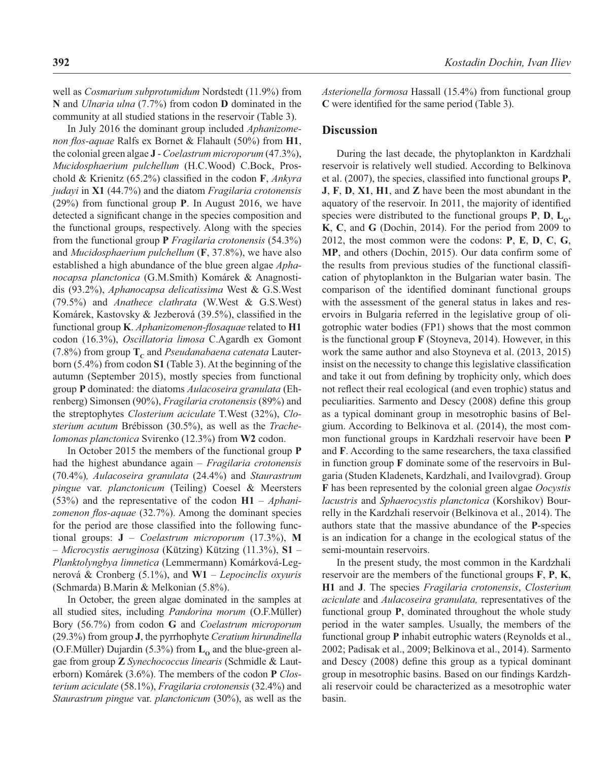well as *Cosmarium subprotumidum* Nordstedt (11.9%) from **N** and *Ulnaria ulna* (7.7%) from codon **D** dominated in the community at all studied stations in the reservoir (Table 3).

In July 2016 the dominant group included *Aphanizomenon flos-aquae* Ralfs ex Bornet & Flahault (50%) from **H1**, the colonial green algae **J** - *Coelastrum microporum* (47.3%), *Mucidosphaerium pulchellum* (H.C.Wood) C.Bock, Proschold & Krienitz (65.2%) classified in the codon **F**, *Ankyra judayi* in **X1** (44.7%) and the diatom *Fragilaria crotonensis* (29%) from functional group **P**. In August 2016, we have detected a significant change in the species composition and the functional groups, respectively. Along with the species from the functional group **P** *Fragilaria crotonensis* (54.3%) and *Mucidosphaerium pulchellum* (**F**, 37.8%), we have also established a high abundance of the blue green algae *Aphanocapsa planctonica* (G.M.Smith) Komárek & Anagnostidis (93.2%), *Aphanocapsa delicatissima* West & G.S.West (79.5%) and *Anathece clathrata* (W.West & G.S.West) Komárek, Kastovsky & Jezberová (39.5%), classified in the functional group **K**. *Aphanizomenon-flosaquae* related to **H1** codon (16.3%), *Oscillatoria limosa* C.Agardh ex Gomont (7.8%) from group $\mathbf{T_C}$ and *Pseudanabaena catenata* Lauterborn (5.4%) from codon **S1** (Table 3). At the beginning of the autumn (September 2015), mostly species from functional group **P** dominated: the diatoms *Aulacoseira granulata* (Ehrenberg) Simonsen (90%), *Fragilaria crotonensis* (89%) and the streptophytes *Closterium aciculate* T.West (32%), *Closterium acutum* Brébisson (30.5%), as well as the *Trachelomonas planctonica* Svirenko (12.3%) from **W2** codon.

In October 2015 the members of the functional group **P** had the highest abundance again – *Fragilaria crotonensis* (70.4%)*, Aulacoseira granulata* (24.4%) and *Staurastrum pingue* var. *planctonicum* (Teiling) Coesel & Meersters (53%) and the representative of the codon **H1** – *Aphanizomenon flos-aquae* (32.7%). Among the dominant species for the period are those classified into the following functional groups: **J** – *Coelastrum microporum* (17.3%), **M** – *Microcystis aeruginosa* (Kützing) Kützing (11.3%), **S1** – *Planktolyngbya limnetica* (Lemmermann) Komárková-Legnerová & Cronberg (5.1%), and **W1** – *Lepocinclis oxyuris* (Schmarda) B.Marin & Melkonian (5.8%).

In October, the green algae dominated in the samples at all studied sites, including *Pandorina morum* (O.F.Müller) Bory (56.7%) from codon **G** and *Coelastrum microporum* (29.3%) from group **J**, the pyrrhophyte *Ceratium hirundinella* (O.F.Müller) Dujardin (5.3%) from $\mathbf{L_O}$ and the blue-green algae from group **Z** *Synechococcus linearis* (Schmidle & Lauterborn) Komárek (3.6%). The members of the codon **P** *Closterium aciculate* (58.1%), *Fragilaria crotonensis* (32.4%) and *Staurastrum pingue* var. *planctonicum* (30%), as well as the *Asterionella formosa* Hassall (15.4%) from functional group **C** were identified for the same period (Table 3).

## Discussion

During the last decade, the phytoplankton in Kardzhali reservoir is relatively well studied. According to Belkinova et al. (2007), the species, classified into functional groups **P**, **J**, **F**, **D**, **X1**, **H1**, and **Z** have been the most abundant in the aquatory of the reservoir. In 2011, the majority of identified species were distributed to the functional groups **P**, **D**, $\mathbf{L_O}$, **K**, **C**, and **G** (Dochin, 2014). For the period from 2009 to 2012, the most common were the codons: **P**, **E**, **D**, **C**, **G**, **MP**, and others (Dochin, 2015). Our data confirm some of the results from previous studies of the functional classification of phytoplankton in the Bulgarian water basin. The comparison of the identified dominant functional groups with the assessment of the general status in lakes and reservoirs in Bulgaria referred in the legislative group of oligotrophic water bodies (FP1) shows that the most common is the functional group **F** (Stoyneva, 2014). However, in this work the same author and also Stoyneva et al. (2013, 2015) insist on the necessity to change this legislative classification and take it out from defining by trophicity only, which does not reflect their real ecological (and even trophic) status and peculiarities. Sarmento and Descy (2008) define this group as a typical dominant group in mesotrophic basins of Belgium. According to Belkinova et al. (2014), the most common functional groups in Kardzhali reservoir have been **P** and **F**. According to the same researchers, the taxa classified in function group **F** dominate some of the reservoirs in Bulgaria (Studen Kladenets, Kardzhali, and Ivailovgrad). Group **F** has been represented by the colonial green algae *Oocystis lacustris* and *Sphaerocystis planctonica* (Korshikov) Bourrelly in the Kardzhali reservoir (Belkinova et al., 2014). The authors state that the massive abundance of the **P**-species is an indication for a change in the ecological status of the semi-mountain reservoirs.

In the present study, the most common in the Kardzhali reservoir are the members of the functional groups **F**, **P**, **K**, **H1** and **J**. The species *Fragilaria crotonensis*, *Closterium aciculate* and *Aulacoseira granulata,* representatives of the functional group **P**, dominated throughout the whole study period in the water samples. Usually, the members of the functional group **P** inhabit eutrophic waters (Reynolds et al., 2002; Padisak et al., 2009; Belkinova et al., 2014). Sarmento and Descy (2008) define this group as a typical dominant group in mesotrophic basins. Based on our findings Kardzhali reservoir could be characterized as a mesotrophic water basin.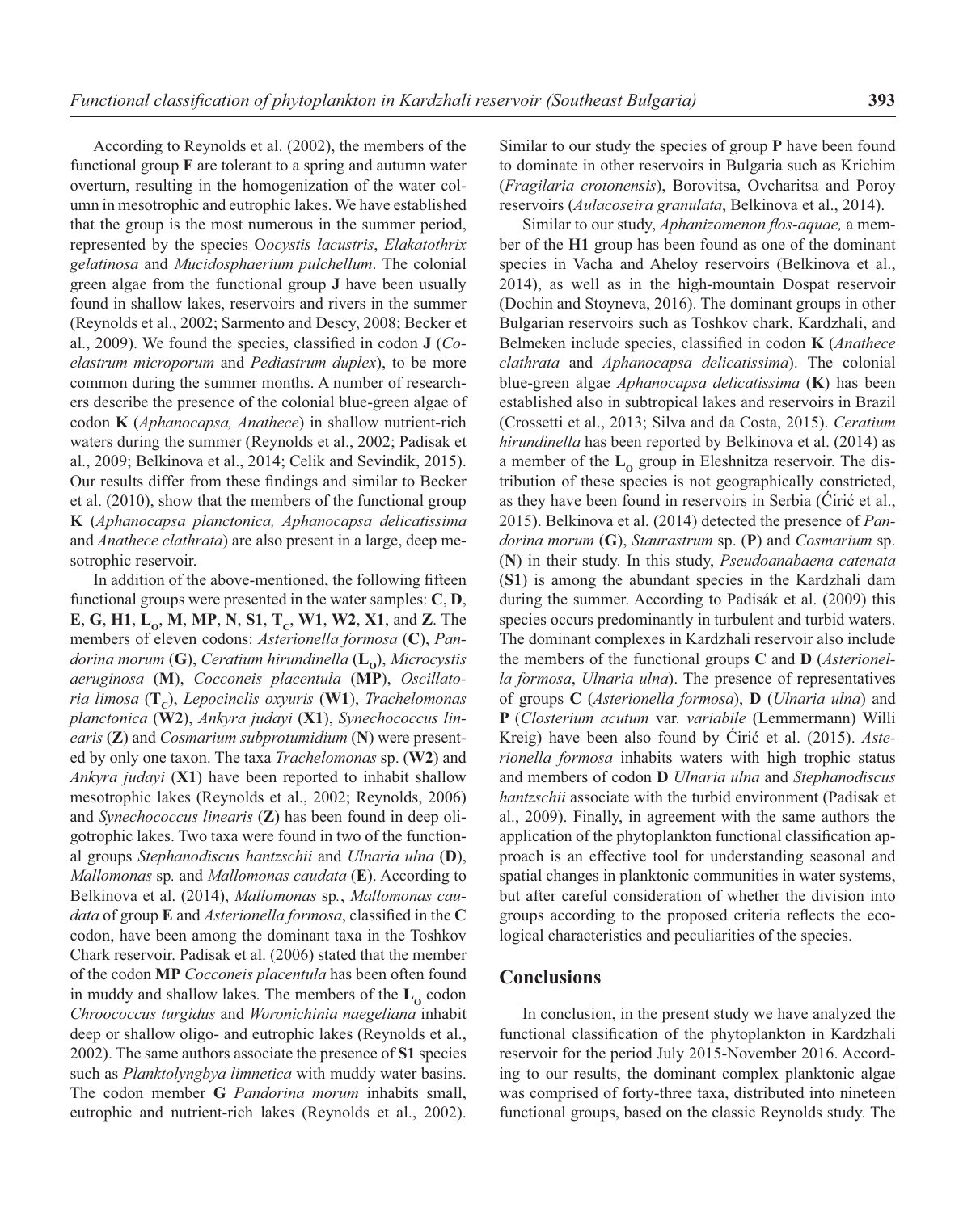According to Reynolds et al. (2002), the members of the functional group **F** are tolerant to a spring and autumn water overturn, resulting in the homogenization of the water column in mesotrophic and eutrophic lakes. We have established that the group is the most numerous in the summer period, represented by the species O*ocystis lacustris*, *Elakatothrix gelatinosa* and *Mucidosphaerium pulchellum*. The colonial green algae from the functional group **J** have been usually found in shallow lakes, reservoirs and rivers in the summer (Reynolds et al., 2002; Sarmento and Descy, 2008; Becker et al., 2009). We found the species, classified in codon **J** (*Coelastrum microporum* and *Pediastrum duplex*), to be more common during the summer months. A number of researchers describe the presence of the colonial blue-green algae of codon **K** (*Aphanocapsa, Anathece*) in shallow nutrient-rich waters during the summer (Reynolds et al., 2002; Padisak et al., 2009; Belkinova et al., 2014; Celik and Sevindik, 2015). Our results differ from these findings and similar to Becker et al. (2010), show that the members of the functional group **K** (*Aphanocapsa planctonica, Aphanocapsa delicatissima* and *Anathece clathrata*) are also present in a large, deep mesotrophic reservoir.

In addition of the above-mentioned, the following fifteen functional groups were presented in the water samples: **C**, **D**, **E**, **G**, **H1**, $\mathbf{L_O}$, **M**, **MP**, **N**, **S1**, $\mathbf{T_C}$, **W1**, **W2**, **X1**, and **Z**. The members of eleven codons: *Asterionella formosa* (**C**), *Pandorina morum* (**G**), *Ceratium hirundinella* ($\mathbf{L_O}$), *Microcystis aeruginosa* (**M**), *Cocconeis placentula* (**MP**), *Oscillatoria limosa* ($\mathbf{T_C}$), *Lepocinclis oxyuris* (**W1**), *Trachelomonas planctonica* (**W2**), *Ankyra judayi* (**X1**), *Synechococcus linearis* (**Z**) and *Cosmarium subprotumidium* (**N**) were presented by only one taxon. The taxa *Trachelomonas* sp. (**W2**) and *Ankyra judayi* (**X1**) have been reported to inhabit shallow mesotrophic lakes (Reynolds et al., 2002; Reynolds, 2006) and *Synechococcus linearis* (**Z**) has been found in deep oligotrophic lakes. Two taxa were found in two of the functional groups *Stephanodiscus hantzschii* and *Ulnaria ulna* (**D**), *Mallomonas* sp. and *Mallomonas caudata* (**E**). According to Belkinova et al. (2014), *Mallomonas* sp*.*, *Mallomonas caudata* of group **E** and *Asterionella formosa*, classified in the **C** codon, have been among the dominant taxa in the Toshkov Chark reservoir. Padisak et al. (2006) stated that the member of the codon **MP** *Cocconeis placentula* has been often found in muddy and shallow lakes. The members of the $\mathbf{L_O}$ codon *Chroococcus turgidus* and *Woronichinia naegeliana* inhabit deep or shallow oligo- and eutrophic lakes (Reynolds et al., 2002). The same authors associate the presence of **S1** species such as *Planktolyngbya limnetica* with muddy water basins. The codon member **G** *Pandorina morum* inhabits small, eutrophic and nutrient-rich lakes (Reynolds et al., 2002). Similar to our study the species of group **P** have been found to dominate in other reservoirs in Bulgaria such as Krichim (*Fragilaria crotonensis*), Borovitsa, Ovcharitsa and Poroy reservoirs (*Aulacoseira granulata*, Belkinova et al., 2014).

Similar to our study, *Aphanizomenon flos-aquae,* a member of the **H1** group has been found as one of the dominant species in Vacha and Aheloy reservoirs (Belkinova et al., 2014), as well as in the high-mountain Dospat reservoir (Dochin and Stoyneva, 2016). The dominant groups in other Bulgarian reservoirs such as Toshkov chark, Kardzhali, and Belmeken include species, classified in codon **K** (*Anathece clathrata* and *Aphanocapsa delicatissima*). The colonial blue-green algae *Aphanocapsa delicatissima* (**K**) has been established also in subtropical lakes and reservoirs in Brazil (Crossetti et al., 2013; Silva and da Costa, 2015). *Ceratium hirundinella* has been reported by Belkinova et al. (2014) as a member of the $\mathbf{L_O}$ group in Eleshnitza reservoir. The distribution of these species is not geographically constricted, as they have been found in reservoirs in Serbia (Ćirić et al., 2015). Belkinova et al. (2014) detected the presence of *Pandorina morum* (**G**), *Staurastrum* sp. (**P**) and *Cosmarium* sp. (**N**) in their study. In this study, *Pseudoanabaena catenata* (**S1**) is among the abundant species in the Kardzhali dam during the summer. According to Padisák et al. (2009) this species occurs predominantly in turbulent and turbid waters. The dominant complexes in Kardzhali reservoir also include the members of the functional groups **C** and **D** (*Asterionella formosa*, *Ulnaria ulna*). The presence of representatives of groups **C** (*Asterionella formosa*), **D** (*Ulnaria ulna*) and **P** (*Closterium acutum* var. *variabile* (Lemmermann) Willi Kreig) have been also found by Ćirić et al. (2015). *Asterionella formosa* inhabits waters with high trophic status and members of codon **D** *Ulnaria ulna* and *Stephanodiscus hantzschii* associate with the turbid environment (Padisak et al., 2009). Finally, in agreement with the same authors the application of the phytoplankton functional classification approach is an effective tool for understanding seasonal and spatial changes in planktonic communities in water systems, but after careful consideration of whether the division into groups according to the proposed criteria reflects the ecological characteristics and peculiarities of the species.

## Conclusions

In conclusion, in the present study we have analyzed the functional classification of the phytoplankton in Kardzhali reservoir for the period July 2015-November 2016. According to our results, the dominant complex planktonic algae was comprised of forty-three taxa, distributed into nineteen functional groups, based on the classic Reynolds study. The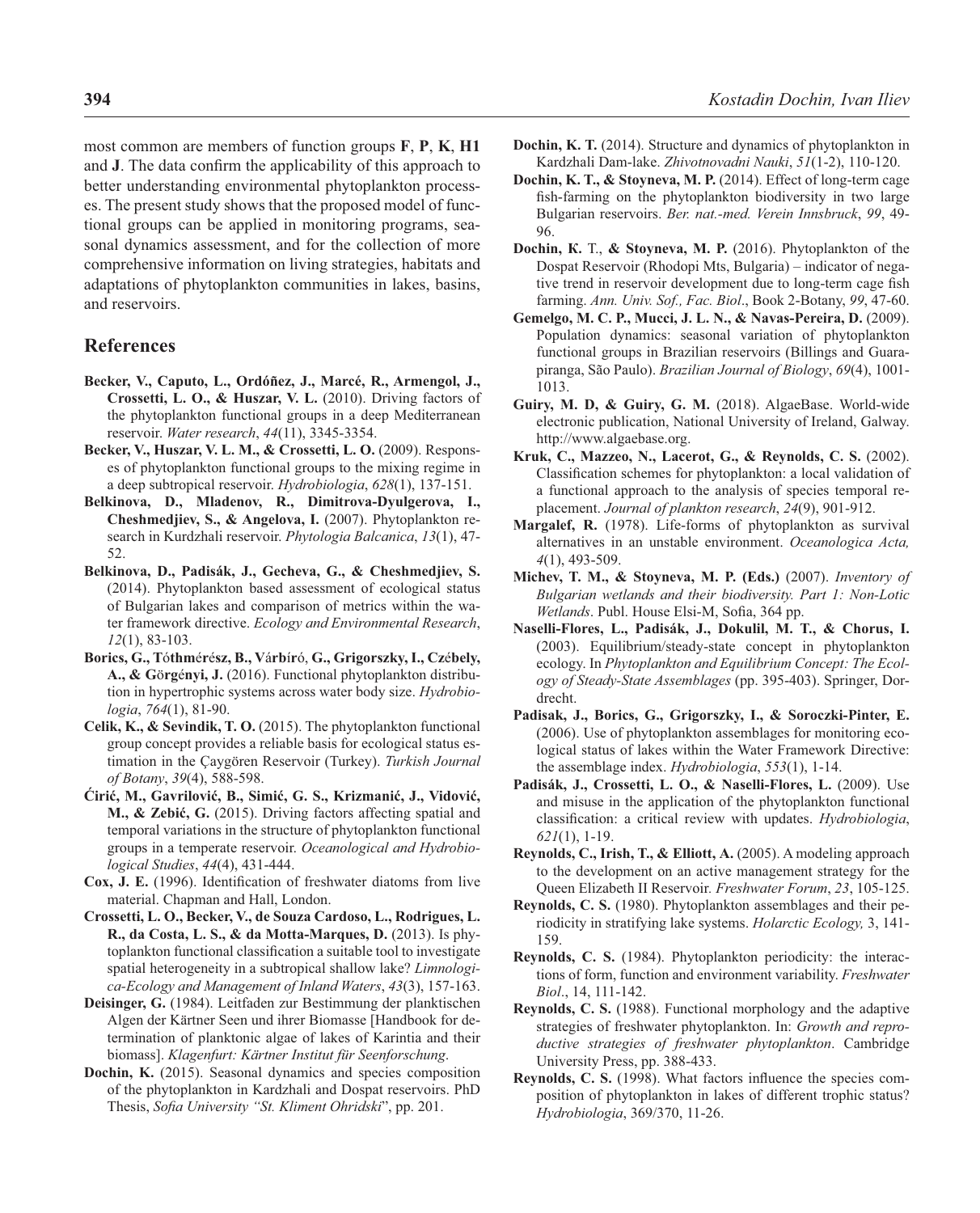most common are members of function groups **F**, **P**, **K**, **H1** and **J**. The data confirm the applicability of this approach to better understanding environmental phytoplankton processes. The present study shows that the proposed model of functional groups can be applied in monitoring programs, seasonal dynamics assessment, and for the collection of more comprehensive information on living strategies, habitats and adaptations of phytoplankton communities in lakes, basins, and reservoirs.

## References

**Becker, V., Caputo, L., Ordóñez, J., Marcé, R., Armengol, J., Crossetti, L. O., & Huszar, V. L.** (2010). Driving factors of the phytoplankton functional groups in a deep Mediterranean reservoir. *Water research*, *44*(11), 3345-3354.

**Becker, V., Huszar, V. L. M., & Crossetti, L. O.** (2009). Responses of phytoplankton functional groups to the mixing regime in a deep subtropical reservoir. *Hydrobiologia*, *628*(1), 137-151.

**Belkinova, D., Mladenov, R., Dimitrova-Dyulgerova, I., Cheshmedjiev, S., & Angelova, I.** (2007). Phytoplankton research in Kurdzhali reservoir. *Phytologia Balcanica*, *13*(1), 47-52.

**Belkinova, D., Padisák, J., Gecheva, G., & Cheshmedjiev, S.** (2014). Phytoplankton based assessment of ecological status of Bulgarian lakes and comparison of metrics within the water framework directive. *Ecology and Environmental Research*, *12*(1), 83-103.

**Borics, G., Tóthmérész, B., Várbíró, G., Grigorszky, I., Czébely, A., & Görgényi, J.** (2016). Functional phytoplankton distribution in hypertrophic systems across water body size. *Hydrobiologia*, *764*(1), 81-90.

**Celik, K., & Sevindik, T. O.** (2015). The phytoplankton functional group concept provides a reliable basis for ecological status estimation in the Çaygören Reservoir (Turkey). *Turkish Journal of Botany*, *39*(4), 588-598.

**Ćirić, M., Gavrilović, B., Simić, G. S., Krizmanić, J., Vidović, M., & Zebić, G.** (2015). Driving factors affecting spatial and temporal variations in the structure of phytoplankton functional groups in a temperate reservoir. *Oceanological and Hydrobiological Studies*, *44*(4), 431-444.

**Cox, J. E.** (1996). Identification of freshwater diatoms from live material. Chapman and Hall, London.

**Crossetti, L. O., Becker, V., de Souza Cardoso, L., Rodrigues, L. R., da Costa, L. S., & da Motta-Marques, D.** (2013). Is phytoplankton functional classification a suitable tool to investigate spatial heterogeneity in a subtropical shallow lake? *Limnologica-Ecology and Management of Inland Waters*, *43*(3), 157-163.

**Deisinger, G.** (1984). Leitfaden zur Bestimmung der planktischen Algen der Kärtner Seen und ihrer Biomasse [Handbook for determination of planktonic algae of lakes of Karintia and their biomass]. *Klagenfurt: Kärtner Institut für Seenforschung*.

**Dochin, K.** (2015). Seasonal dynamics and species composition of the phytoplankton in Kardzhali and Dospat reservoirs. PhD Thesis, *Sofia University "St. Kliment Ohridski*", pp. 201.

**Dochin, K. T.** (2014). Structure and dynamics of phytoplankton in Kardzhali Dam-lake. *Zhivotnovadni Nauki*, *51*(1-2), 110-120.

**Dochin, K. T., & Stoyneva, M. P.** (2014). Effect of long-term cage fish-farming on the phytoplankton biodiversity in two large Bulgarian reservoirs. *Ber. nat.-med. Verein Innsbruck*, *99*, 49-96.

**Dochin, K.** T., **& Stoyneva, M. P.** (2016). Phytoplankton of the Dospat Reservoir (Rhodopi Mts, Bulgaria) – indicator of negative trend in reservoir development due to long-term cage fish farming. *Ann. Univ. Sof., Fac. Biol*., Book 2-Botany, *99*, 47-60.

**Gemelgo, M. C. P., Mucci, J. L. N., & Navas-Pereira, D.** (2009). Population dynamics: seasonal variation of phytoplankton functional groups in Brazilian reservoirs (Billings and Guarapiranga, São Paulo). *Brazilian Journal of Biology*, *69*(4), 1001-1013.

**Guiry, M. D, & Guiry, G. M.** (2018). AlgaeBase. World-wide electronic publication, National University of Ireland, Galway. http://www.algaebase.org.

**Kruk, C., Mazzeo, N., Lacerot, G., & Reynolds, C. S.** (2002). Classification schemes for phytoplankton: a local validation of a functional approach to the analysis of species temporal replacement. *Journal of plankton research*, *24*(9), 901-912.

**Margalef, R.** (1978). Life-forms of phytoplankton as survival alternatives in an unstable environment. *Oceanologica Acta, 4*(1), 493-509.

**Michev, T. M., & Stoyneva, M. P. (Eds.)** (2007). *Inventory of Bulgarian wetlands and their biodiversity. Part 1: Non-Lotic Wetlands*. Publ. House Elsi-M, Sofia, 364 pp.

**Naselli-Flores, L., Padisák, J., Dokulil, M. T., & Chorus, I.** (2003). Equilibrium/steady-state concept in phytoplankton ecology. In *Phytoplankton and Equilibrium Concept: The Ecology of Steady-State Assemblages* (pp. 395-403). Springer, Dordrecht.

**Padisak, J., Borics, G., Grigorszky, I., & Soroczki-Pinter, E.** (2006). Use of phytoplankton assemblages for monitoring ecological status of lakes within the Water Framework Directive: the assemblage index. *Hydrobiologia*, *553*(1), 1-14.

**Padisák, J., Crossetti, L. O., & Naselli-Flores, L.** (2009). Use and misuse in the application of the phytoplankton functional classification: a critical review with updates. *Hydrobiologia*, *621*(1), 1-19.

**Reynolds, C., Irish, T., & Elliott, A.** (2005). A modeling approach to the development on an active management strategy for the Queen Elizabeth II Reservoir. *Freshwater Forum*, *23*, 105-125.

**Reynolds, C. S.** (1980). Phytoplankton assemblages and their periodicity in stratifying lake systems. *Holarctic Ecology,* 3, 141-159.

**Reynolds, C. S.** (1984). Phytoplankton periodicity: the interactions of form, function and environment variability. *Freshwater Biol*., 14, 111-142.

**Reynolds, C. S.** (1988). Functional morphology and the adaptive strategies of freshwater phytoplankton. In: *Growth and reproductive strategies of freshwater phytoplankton*. Cambridge University Press, pp. 388-433.

**Reynolds, C. S.** (1998). What factors influence the species composition of phytoplankton in lakes of different trophic status? *Hydrobiologia*, 369/370, 11-26.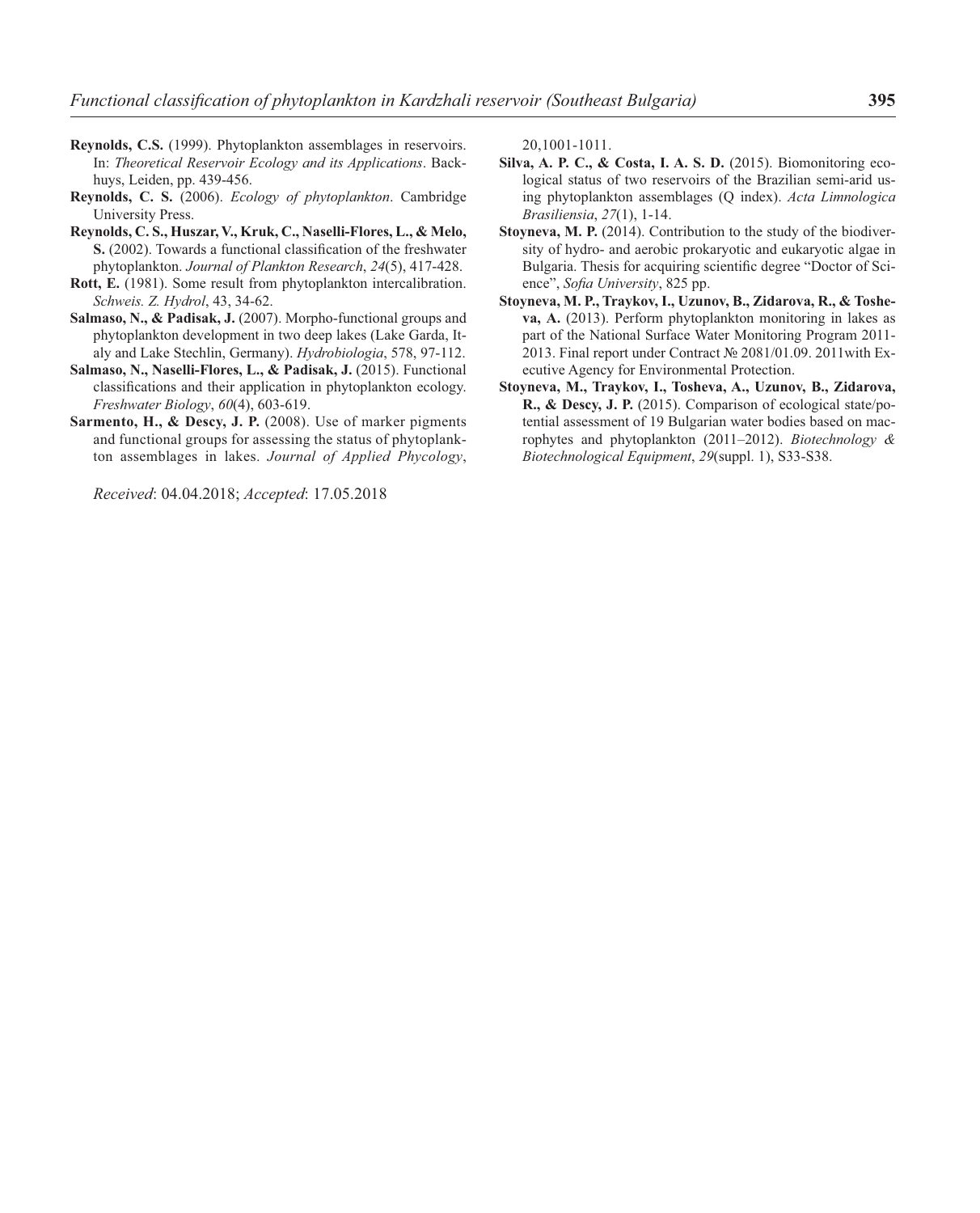**Reynolds, C.S.** (1999). Phytoplankton assemblages in reservoirs. In: *Theoretical Reservoir Ecology and its Applications*. Backhuys, Leiden, pp. 439-456.

**Reynolds, C. S.** (2006). *Ecology of phytoplankton*. Cambridge University Press.

**Reynolds, C. S., Huszar, V., Kruk, C., Naselli-Flores, L., & Melo, S.** (2002). Towards a functional classification of the freshwater phytoplankton. *Journal of Plankton Research*, *24*(5), 417-428.

**Rott, E.** (1981). Some result from phytoplankton intercalibration. *Schweis. Z. Hydrol*, 43, 34-62.

**Salmaso, N., & Padisak, J.** (2007). Morpho-functional groups and phytoplankton development in two deep lakes (Lake Garda, Italy and Lake Stechlin, Germany). *Hydrobiologia*, 578, 97-112.

**Salmaso, N., Naselli-Flores, L., & Padisak, J.** (2015). Functional classifications and their application in phytoplankton ecology. *Freshwater Biology*, *60*(4), 603-619.

**Sarmento, H., & Descy, J. P.** (2008). Use of marker pigments and functional groups for assessing the status of phytoplankton assemblages in lakes. *Journal of Applied Phycology*, 20,1001-1011.

**Silva, A. P. C., & Costa, I. A. S. D.** (2015). Biomonitoring ecological status of two reservoirs of the Brazilian semi-arid using phytoplankton assemblages (Q index). *Acta Limnologica Brasiliensia*, *27*(1), 1-14.

**Stoyneva, M. P.** (2014). Contribution to the study of the biodiversity of hydro- and aerobic prokaryotic and eukaryotic algae in Bulgaria. Thesis for acquiring scientific degree "Doctor of Science", *Sofia University*, 825 pp.

**Stoyneva, M. P., Traykov, I., Uzunov, B., Zidarova, R., & Tosheva, A.** (2013). Perform phytoplankton monitoring in lakes as part of the National Surface Water Monitoring Program 2011-2013. Final report under Contract № 2081/01.09. 2011with Executive Agency for Environmental Protection.

**Stoyneva, M., Traykov, I., Tosheva, A., Uzunov, B., Zidarova, R., & Descy, J. P.** (2015). Comparison of ecological state/potential assessment of 19 Bulgarian water bodies based on macrophytes and phytoplankton (2011–2012). *Biotechnology & Biotechnological Equipment*, *29*(suppl. 1), S33-S38.

*Received*: 04.04.2018; *Accepted*: 17.05.2018